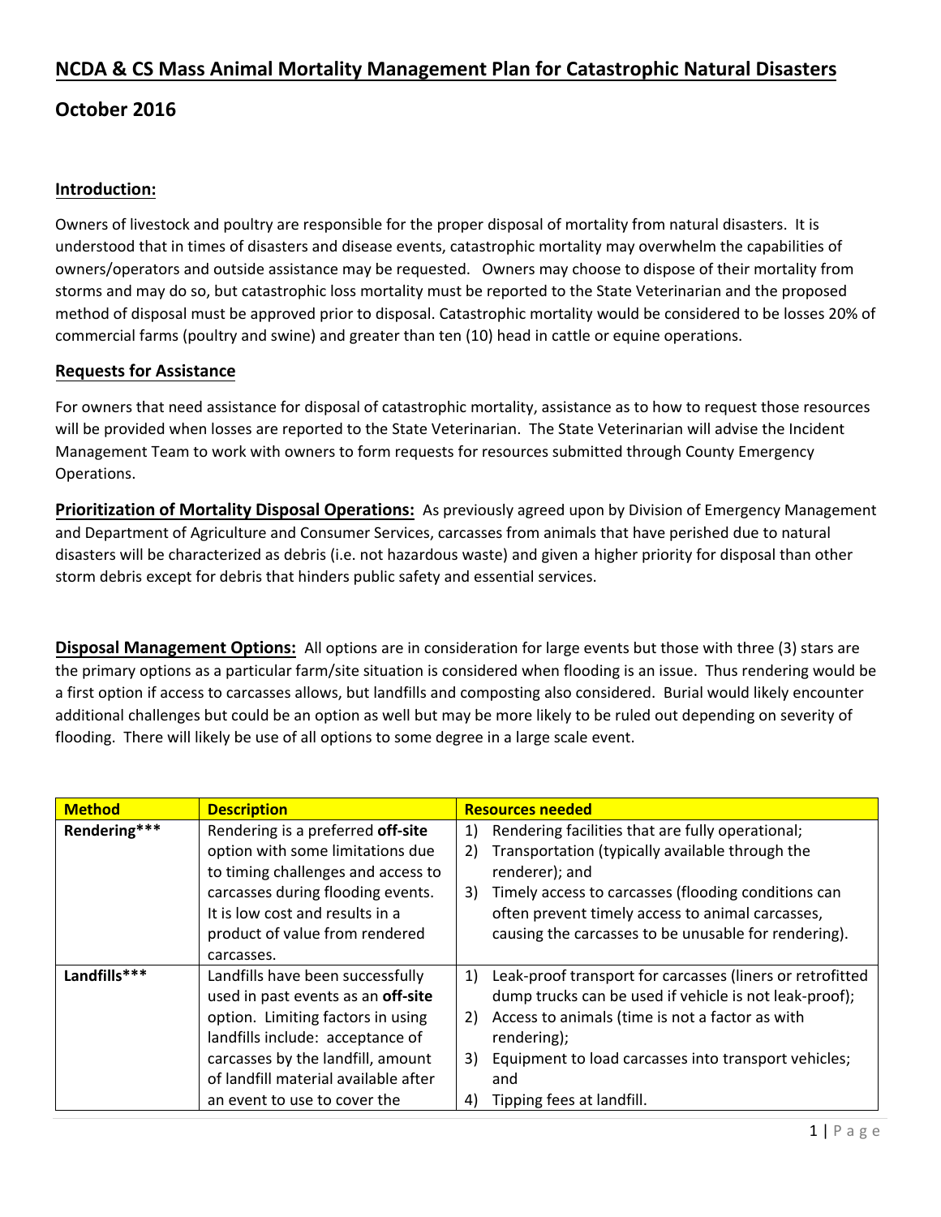# NCDA & CS Mass Animal Mortality Management Plan for Catastrophic Natural Disasters

## October 2016

### Introduction:

Owners of livestock and poultry are responsible for the proper disposal of mortality from natural disasters. It is understood that in times of disasters and disease events, catastrophic mortality may overwhelm the capabilities of owners/operators and outside assistance may be requested. Owners may choose to dispose of their mortality from storms and may do so, but catastrophic loss mortality must be reported to the State Veterinarian and the proposed method of disposal must be approved prior to disposal. Catastrophic mortality would be considered to be losses 20% of commercial farms (poultry and swine) and greater than ten (10) head in cattle or equine operations.

### Requests for Assistance

For owners that need assistance for disposal of catastrophic mortality, assistance as to how to request those resources will be provided when losses are reported to the State Veterinarian. The State Veterinarian will advise the Incident Management Team to work with owners to form requests for resources submitted through County Emergency Operations.

**Prioritization of Mortality Disposal Operations:** As previously agreed upon by Division of Emergency Management and Department of Agriculture and Consumer Services, carcasses from animals that have perished due to natural disasters will be characterized as debris (i.e. not hazardous waste) and given a higher priority for disposal than other storm debris except for debris that hinders public safety and essential services.

**Disposal Management Options:** All options are in consideration for large events but those with three (3) stars are the primary options as a particular farm/site situation is considered when flooding is an issue. Thus rendering would be a first option if access to carcasses allows, but landfills and composting also considered. Burial would likely encounter additional challenges but could be an option as well but may be more likely to be ruled out depending on severity of flooding. There will likely be use of all options to some degree in a large scale event.

| Method | Description | Resources needed |
|---|---|---|
| **Rendering*** ** | Rendering is a preferred **off-site** option with some limitations due to timing challenges and access to carcasses during flooding events. It is low cost and results in a product of value from rendered carcasses. | 1) Rendering facilities that are fully operational;<br>2) Transportation (typically available through the renderer); and<br>3) Timely access to carcasses (flooding conditions can often prevent timely access to animal carcasses, causing the carcasses to be unusable for rendering). |
| **Landfills*** ** | Landfills have been successfully used in past events as an **off-site** option. Limiting factors in using landfills include: acceptance of carcasses by the landfill, amount of landfill material available after an event to use to cover the | 1) Leak-proof transport for carcasses (liners or retrofitted dump trucks can be used if vehicle is not leak-proof);<br>2) Access to animals (time is not a factor as with rendering);<br>3) Equipment to load carcasses into transport vehicles; and<br>4) Tipping fees at landfill. |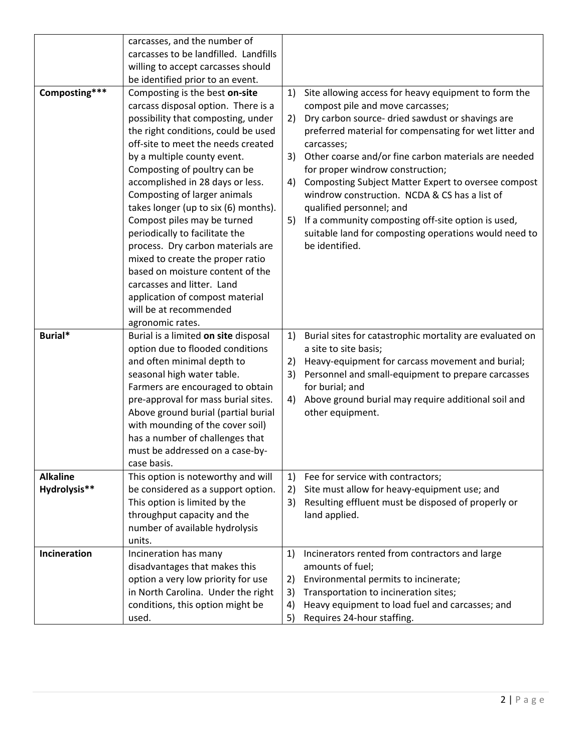| | | |
|---|---|---|
| | carcasses, and the number of carcasses to be landfilled. Landfills willing to accept carcasses should be identified prior to an event. | |
| **Composting*** ** | Composting is the best **on-site** carcass disposal option. There is a possibility that composting, under the right conditions, could be used off-site to meet the needs created by a multiple county event. Composting of poultry can be accomplished in 28 days or less. Composting of larger animals takes longer (up to six (6) months). Compost piles may be turned periodically to facilitate the process. Dry carbon materials are mixed to create the proper ratio based on moisture content of the carcasses and litter. Land application of compost material will be at recommended agronomic rates. | 1) Site allowing access for heavy equipment to form the compost pile and move carcasses;<br>2) Dry carbon source- dried sawdust or shavings are preferred material for compensating for wet litter and carcasses;<br>3) Other coarse and/or fine carbon materials are needed for proper windrow construction;<br>4) Composting Subject Matter Expert to oversee compost windrow construction. NCDA & CS has a list of qualified personnel; and<br>5) If a community composting off-site option is used, suitable land for composting operations would need to be identified. |
| **Burial*** | Burial is a limited **on site** disposal option due to flooded conditions and often minimal depth to seasonal high water table. Farmers are encouraged to obtain pre-approval for mass burial sites. Above ground burial (partial burial with mounding of the cover soil) has a number of challenges that must be addressed on a case-by-case basis. | 1) Burial sites for catastrophic mortality are evaluated on a site to site basis;<br>2) Heavy-equipment for carcass movement and burial;<br>3) Personnel and small-equipment to prepare carcasses for burial; and<br>4) Above ground burial may require additional soil and other equipment. |
| **Alkaline Hydrolysis**** | This option is noteworthy and will be considered as a support option. This option is limited by the throughput capacity and the number of available hydrolysis units. | 1) Fee for service with contractors;<br>2) Site must allow for heavy-equipment use; and<br>3) Resulting effluent must be disposed of properly or land applied. |
| **Incineration** | Incineration has many disadvantages that makes this option a very low priority for use in North Carolina. Under the right conditions, this option might be used. | 1) Incinerators rented from contractors and large amounts of fuel;<br>2) Environmental permits to incinerate;<br>3) Transportation to incineration sites;<br>4) Heavy equipment to load fuel and carcasses; and<br>5) Requires 24-hour staffing. |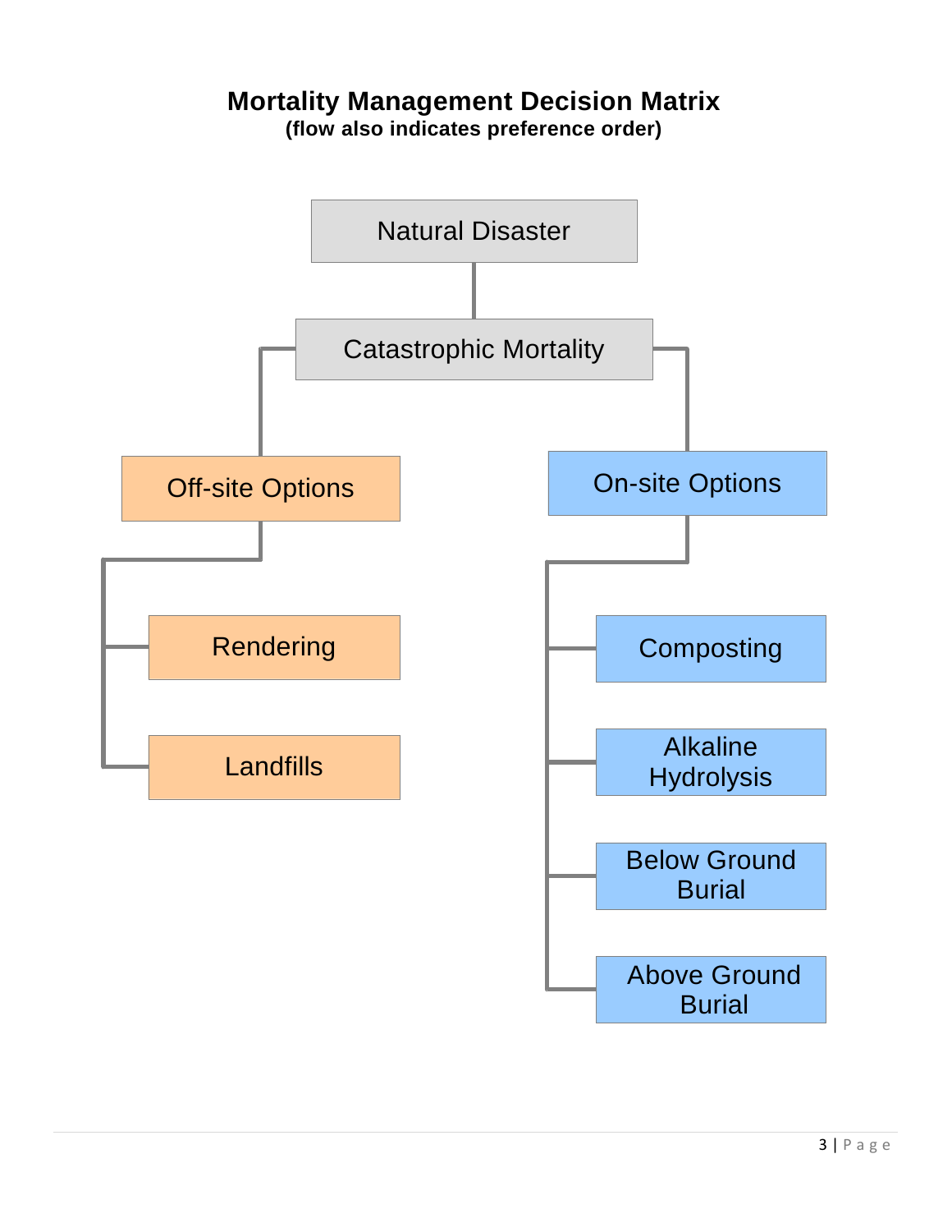## Mortality Management Decision Matrix

**(flow also indicates preference order)**

Natural Disaster

Catastrophic Mortality

Off-site Options

Rendering

Landfills

On-site Options

Composting

Alkaline Hydrolysis

Below Ground Burial

Above Ground Burial